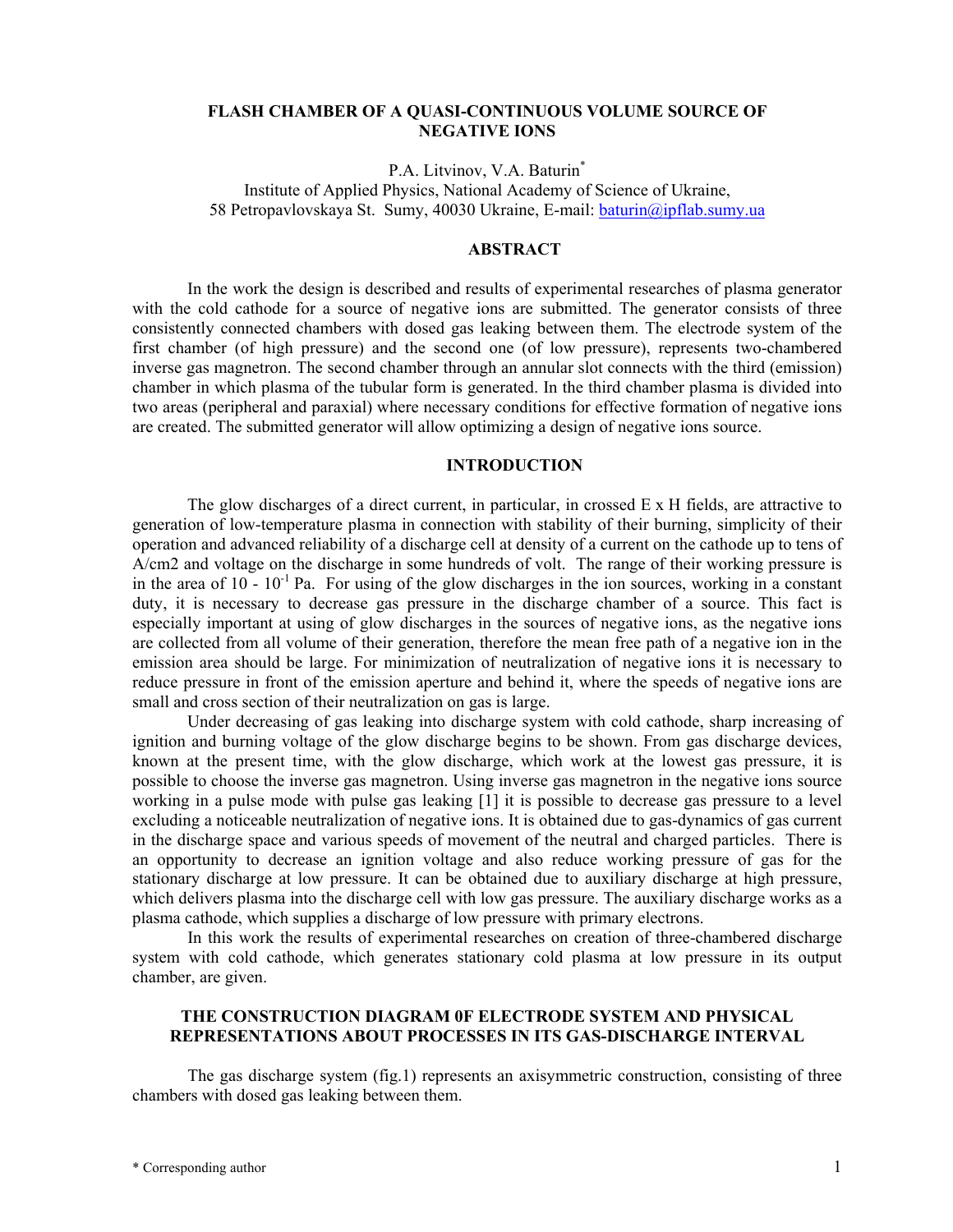# FLASH CHAMBER OF A QUASI-CONTINUOUS VOLUME SOURCE OF NEGATIVE IONS

P.A. Litvinov, V.A. Baturin*
Institute of Applied Physics, National Academy of Science of Ukraine,
58 Petropavlovskaya St. Sumy, 40030 Ukraine, E-mail: baturin@ipflab.sumy.ua

## ABSTRACT

In the work the design is described and results of experimental researches of plasma generator with the cold cathode for a source of negative ions are submitted. The generator consists of three consistently connected chambers with dosed gas leaking between them. The electrode system of the first chamber (of high pressure) and the second one (of low pressure), represents two-chambered inverse gas magnetron. The second chamber through an annular slot connects with the third (emission) chamber in which plasma of the tubular form is generated. In the third chamber plasma is divided into two areas (peripheral and paraxial) where necessary conditions for effective formation of negative ions are created. The submitted generator will allow optimizing a design of negative ions source.

## INTRODUCTION

The glow discharges of a direct current, in particular, in crossed E x H fields, are attractive to generation of low-temperature plasma in connection with stability of their burning, simplicity of their operation and advanced reliability of a discharge cell at density of a current on the cathode up to tens of A/cm2 and voltage on the discharge in some hundreds of volt. The range of their working pressure is in the area of $10$ - $10^{-1}$ Pa. For using of the glow discharges in the ion sources, working in a constant duty, it is necessary to decrease gas pressure in the discharge chamber of a source. This fact is especially important at using of glow discharges in the sources of negative ions, as the negative ions are collected from all volume of their generation, therefore the mean free path of a negative ion in the emission area should be large. For minimization of neutralization of negative ions it is necessary to reduce pressure in front of the emission aperture and behind it, where the speeds of negative ions are small and cross section of their neutralization on gas is large.

Under decreasing of gas leaking into discharge system with cold cathode, sharp increasing of ignition and burning voltage of the glow discharge begins to be shown. From gas discharge devices, known at the present time, with the glow discharge, which work at the lowest gas pressure, it is possible to choose the inverse gas magnetron. Using inverse gas magnetron in the negative ions source working in a pulse mode with pulse gas leaking [1] it is possible to decrease gas pressure to a level excluding a noticeable neutralization of negative ions. It is obtained due to gas-dynamics of gas current in the discharge space and various speeds of movement of the neutral and charged particles. There is an opportunity to decrease an ignition voltage and also reduce working pressure of gas for the stationary discharge at low pressure. It can be obtained due to auxiliary discharge at high pressure, which delivers plasma into the discharge cell with low gas pressure. The auxiliary discharge works as a plasma cathode, which supplies a discharge of low pressure with primary electrons.

In this work the results of experimental researches on creation of three-chambered discharge system with cold cathode, which generates stationary cold plasma at low pressure in its output chamber, are given.

## THE CONSTRUCTION DIAGRAM 0F ELECTRODE SYSTEM AND PHYSICAL REPRESENTATIONS ABOUT PROCESSES IN ITS GAS-DISCHARGE INTERVAL

The gas discharge system (fig.1) represents an axisymmetric construction, consisting of three chambers with dosed gas leaking between them.

* Corresponding author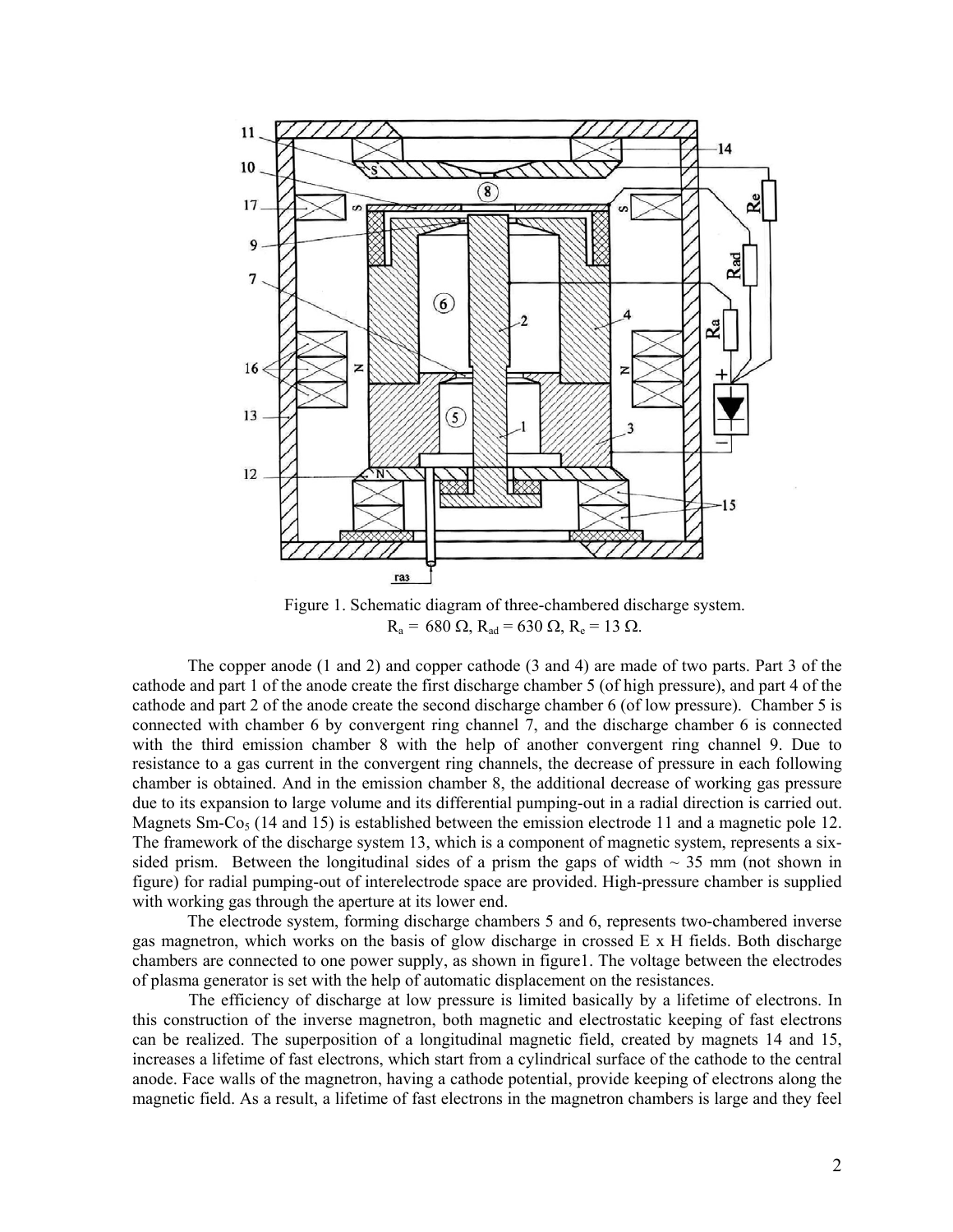Figure 1. Schematic diagram of three-chambered discharge system.
$R_a$ = 680 Ω, $R_{ad}$ = 630 Ω, $R_e$ = 13 Ω.

The copper anode (1 and 2) and copper cathode (3 and 4) are made of two parts. Part 3 of the cathode and part 1 of the anode create the first discharge chamber 5 (of high pressure), and part 4 of the cathode and part 2 of the anode create the second discharge chamber 6 (of low pressure). Chamber 5 is connected with chamber 6 by convergent ring channel 7, and the discharge chamber 6 is connected with the third emission chamber 8 with the help of another convergent ring channel 9. Due to resistance to a gas current in the convergent ring channels, the decrease of pressure in each following chamber is obtained. And in the emission chamber 8, the additional decrease of working gas pressure due to its expansion to large volume and its differential pumping-out in a radial direction is carried out. Magnets Sm-$Co_5$ (14 and 15) is established between the emission electrode 11 and a magnetic pole 12. The framework of the discharge system 13, which is a component of magnetic system, represents a six-sided prism. Between the longitudinal sides of a prism the gaps of width ~ 35 mm (not shown in figure) for radial pumping-out of interelectrode space are provided. High-pressure chamber is supplied with working gas through the aperture at its lower end.

The electrode system, forming discharge chambers 5 and 6, represents two-chambered inverse gas magnetron, which works on the basis of glow discharge in crossed E x H fields. Both discharge chambers are connected to one power supply, as shown in figure1. The voltage between the electrodes of plasma generator is set with the help of automatic displacement on the resistances.

The efficiency of discharge at low pressure is limited basically by a lifetime of electrons. In this construction of the inverse magnetron, both magnetic and electrostatic keeping of fast electrons can be realized. The superposition of a longitudinal magnetic field, created by magnets 14 and 15, increases a lifetime of fast electrons, which start from a cylindrical surface of the cathode to the central anode. Face walls of the magnetron, having a cathode potential, provide keeping of electrons along the magnetic field. As a result, a lifetime of fast electrons in the magnetron chambers is large and they feel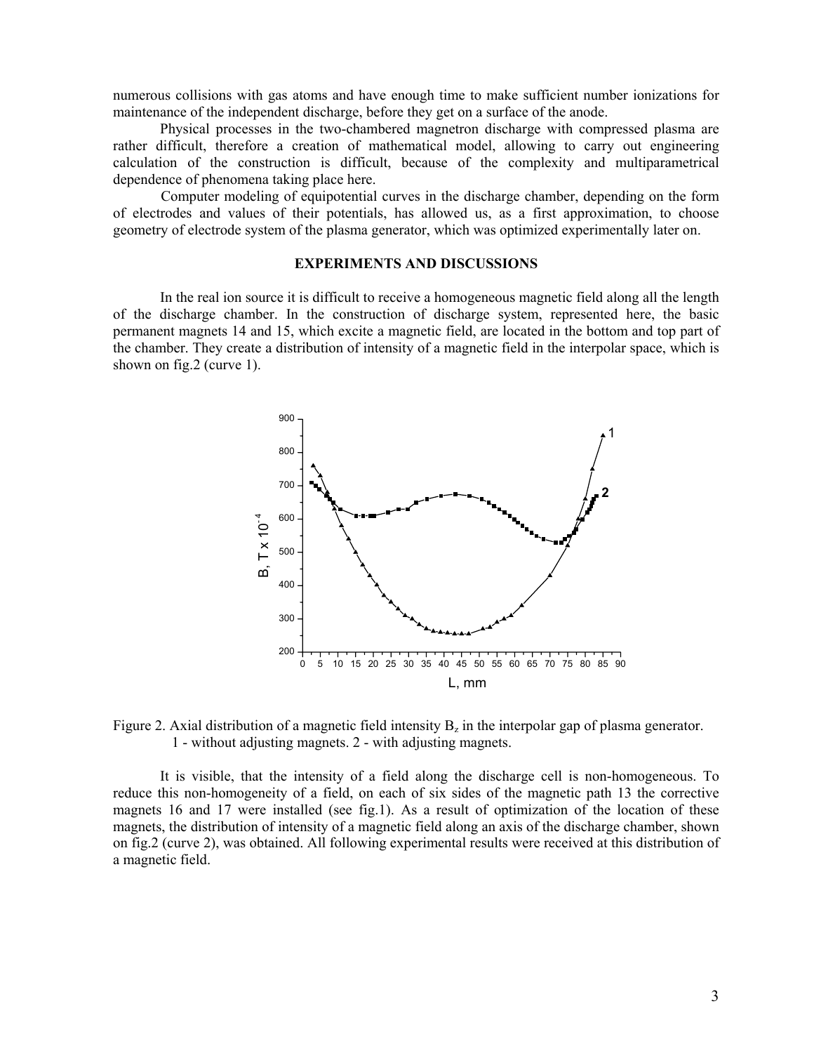numerous collisions with gas atoms and have enough time to make sufficient number ionizations for maintenance of the independent discharge, before they get on a surface of the anode.

Physical processes in the two-chambered magnetron discharge with compressed plasma are rather difficult, therefore a creation of mathematical model, allowing to carry out engineering calculation of the construction is difficult, because of the complexity and multiparametrical dependence of phenomena taking place here.

Computer modeling of equipotential curves in the discharge chamber, depending on the form of electrodes and values of their potentials, has allowed us, as a first approximation, to choose geometry of electrode system of the plasma generator, which was optimized experimentally later on.

## EXPERIMENTS AND DISCUSSIONS

In the real ion source it is difficult to receive a homogeneous magnetic field along all the length of the discharge chamber. In the construction of discharge system, represented here, the basic permanent magnets 14 and 15, which excite a magnetic field, are located in the bottom and top part of the chamber. They create a distribution of intensity of a magnetic field in the interpolar space, which is shown on fig.2 (curve 1).

Figure 2. Axial distribution of a magnetic field intensity $B_z$ in the interpolar gap of plasma generator. 1 - without adjusting magnets. 2 - with adjusting magnets.

It is visible, that the intensity of a field along the discharge cell is non-homogeneous. To reduce this non-homogeneity of a field, on each of six sides of the magnetic path 13 the corrective magnets 16 and 17 were installed (see fig.1). As a result of optimization of the location of these magnets, the distribution of intensity of a magnetic field along an axis of the discharge chamber, shown on fig.2 (curve 2), was obtained. All following experimental results were received at this distribution of a magnetic field.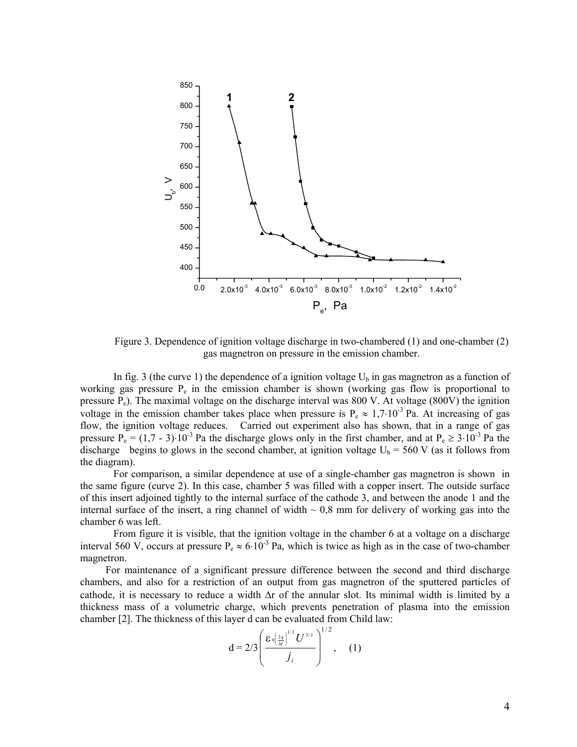Figure 3. Dependence of ignition voltage discharge in two-chambered (1) and one-chamber (2) gas magnetron on pressure in the emission chamber.

In fig. 3 (the curve 1) the dependence of a ignition voltage $U_b$ in gas magnetron as a function of working gas pressure $P_e$ in the emission chamber is shown (working gas flow is proportional to pressure $P_e$). The maximal voltage on the discharge interval was 800 V. At voltage (800V) the ignition voltage in the emission chamber takes place when pressure is $P_e \approx 1{,}7\cdot10^{-3}$ Pa. At increasing of gas flow, the ignition voltage reduces. Carried out experiment also has shown, that in a range of gas pressure $P_e = (1{,}7 - 3)\cdot10^{-3}$ Pa the discharge glows only in the first chamber, and at $P_e \geq 3\cdot10^{-3}$ Pa the discharge begins to glows in the second chamber, at ignition voltage $U_b$ = 560 V (as it follows from the diagram).

For comparison, a similar dependence at use of a single-chamber gas magnetron is shown in the same figure (curve 2). In this case, chamber 5 was filled with a copper insert. The outside surface of this insert adjoined tightly to the internal surface of the cathode 3, and between the anode 1 and the internal surface of the insert, a ring channel of width ~ 0,8 mm for delivery of working gas into the chamber 6 was left.

From figure it is visible, that the ignition voltage in the chamber 6 at a voltage on a discharge interval 560 V, occurs at pressure $P_e \approx 6\cdot10^{-3}$ Pa, which is twice as high as in the case of two-chamber magnetron.

For maintenance of a significant pressure difference between the second and third discharge chambers, and also for a restriction of an output from gas magnetron of the sputtered particles of cathode, it is necessary to reduce a width $\Delta r$ of the annular slot. Its minimal width is limited by a thickness mass of a volumetric charge, which prevents penetration of plasma into the emission chamber [2]. The thickness of this layer d can be evaluated from Child law:

$$d = 2/3\left(\frac{\varepsilon_0\left(\frac{2q}{M}\right)^{1/2} U^{3/2}}{j_i}\right)^{1/2}, \quad (1)$$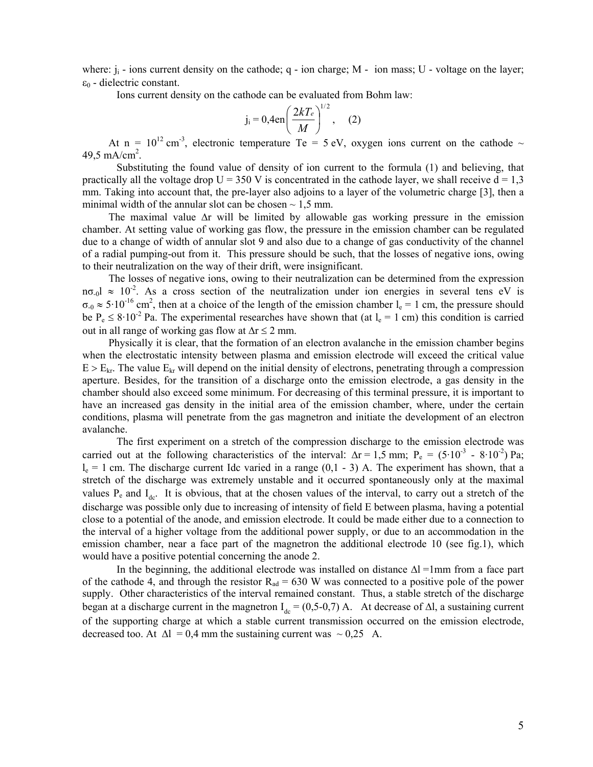where: $j_i$ - ions current density on the cathode; q - ion charge; M - ion mass; U - voltage on the layer; $\varepsilon_0$ - dielectric constant.

Ions current density on the cathode can be evaluated from Bohm law:

$$j_i = 0{,}4en\left(\frac{2kT_e}{M}\right)^{1/2}, \quad (2)$$

At $n = 10^{12}$ cm$^{-3}$, electronic temperature Te = 5 eV, oxygen ions current on the cathode ~ 49,5 mA/cm$^2$.

Substituting the found value of density of ion current to the formula (1) and believing, that practically all the voltage drop U = 350 V is concentrated in the cathode layer, we shall receive d = 1,3 mm. Taking into account that, the pre-layer also adjoins to a layer of the volumetric charge [3], then a minimal width of the annular slot can be chosen ~ 1,5 mm.

The maximal value $\Delta r$ will be limited by allowable gas working pressure in the emission chamber. At setting value of working gas flow, the pressure in the emission chamber can be regulated due to a change of width of annular slot 9 and also due to a change of gas conductivity of the channel of a radial pumping-out from it. This pressure should be such, that the losses of negative ions, owing to their neutralization on the way of their drift, were insignificant.

The losses of negative ions, owing to their neutralization can be determined from the expression $n\sigma_{-0}l \approx 10^{-2}$. As a cross section of the neutralization under ion energies in several tens eV is $\sigma_{-0} \approx 5\cdot10^{-16}$ cm$^2$, then at a choice of the length of the emission chamber $l_e$ = 1 cm, the pressure should be $P_e \leq 8\cdot10^{-2}$ Pa. The experimental researches have shown that (at $l_e$ = 1 cm) this condition is carried out in all range of working gas flow at $\Delta r \leq 2$ mm.

Physically it is clear, that the formation of an electron avalanche in the emission chamber begins when the electrostatic intensity between plasma and emission electrode will exceed the critical value $E > E_{kr}$. The value $E_{kr}$ will depend on the initial density of electrons, penetrating through a compression aperture. Besides, for the transition of a discharge onto the emission electrode, a gas density in the chamber should also exceed some minimum. For decreasing of this terminal pressure, it is important to have an increased gas density in the initial area of the emission chamber, where, under the certain conditions, plasma will penetrate from the gas magnetron and initiate the development of an electron avalanche.

The first experiment on a stretch of the compression discharge to the emission electrode was carried out at the following characteristics of the interval: $\Delta r$ = 1,5 mm; $P_e$ = ($5\cdot10^{-3}$ - $8\cdot10^{-2}$) Pa; $l_e$ = 1 cm. The discharge current Idc varied in a range (0,1 - 3) A. The experiment has shown, that a stretch of the discharge was extremely unstable and it occurred spontaneously only at the maximal values $P_e$ and $I_{dc}$. It is obvious, that at the chosen values of the interval, to carry out a stretch of the discharge was possible only due to increasing of intensity of field E between plasma, having a potential close to a potential of the anode, and emission electrode. It could be made either due to a connection to the interval of a higher voltage from the additional power supply, or due to an accommodation in the emission chamber, near a face part of the magnetron the additional electrode 10 (see fig.1), which would have a positive potential concerning the anode 2.

In the beginning, the additional electrode was installed on distance $\Delta l$ =1mm from a face part of the cathode 4, and through the resistor $R_{ad}$ = 630 W was connected to a positive pole of the power supply. Other characteristics of the interval remained constant. Thus, a stable stretch of the discharge began at a discharge current in the magnetron $I_{dc}$ = (0,5-0,7) A. At decrease of $\Delta l$, a sustaining current of the supporting charge at which a stable current transmission occurred on the emission electrode, decreased too. At $\Delta l$ = 0,4 mm the sustaining current was ~ 0,25 A.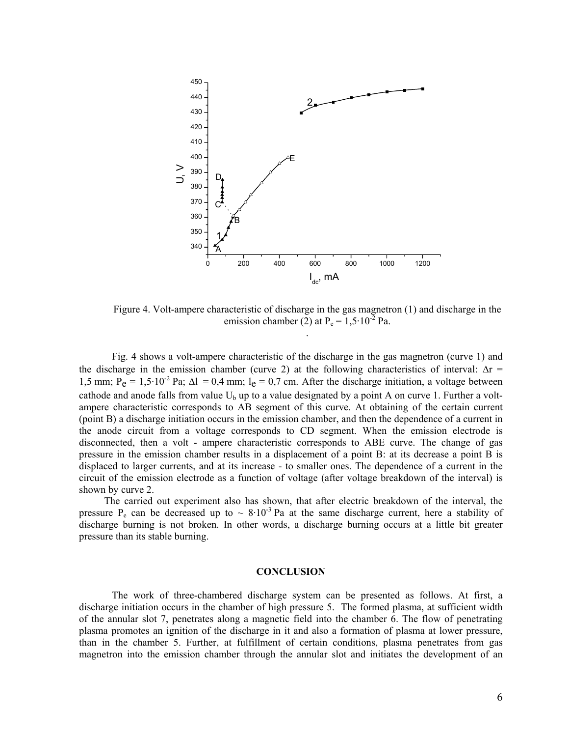Figure 4. Volt-ampere characteristic of discharge in the gas magnetron (1) and discharge in the emission chamber (2) at $P_e = 1{,}5 \cdot 10^{-2}$ Pa.

Fig. 4 shows a volt-ampere characteristic of the discharge in the gas magnetron (curve 1) and the discharge in the emission chamber (curve 2) at the following characteristics of interval: $\Delta r$ = 1,5 mm; $P_e = 1{,}5 \cdot 10^{-2}$ Pa; $\Delta l$ = 0,4 mm; $l_e$ = 0,7 cm. After the discharge initiation, a voltage between cathode and anode falls from value $U_b$ up to a value designated by a point A on curve 1. Further a volt-ampere characteristic corresponds to AB segment of this curve. At obtaining of the certain current (point B) a discharge initiation occurs in the emission chamber, and then the dependence of a current in the anode circuit from a voltage corresponds to CD segment. When the emission electrode is disconnected, then a volt - ampere characteristic corresponds to ABE curve. The change of gas pressure in the emission chamber results in a displacement of a point B: at its decrease a point B is displaced to larger currents, and at its increase - to smaller ones. The dependence of a current in the circuit of the emission electrode as a function of voltage (after voltage breakdown of the interval) is shown by curve 2.

The carried out experiment also has shown, that after electric breakdown of the interval, the pressure $P_e$ can be decreased up to ~ $8 \cdot 10^{-3}$ Pa at the same discharge current, here a stability of discharge burning is not broken. In other words, a discharge burning occurs at a little bit greater pressure than its stable burning.

## CONCLUSION

The work of three-chambered discharge system can be presented as follows. At first, a discharge initiation occurs in the chamber of high pressure 5. The formed plasma, at sufficient width of the annular slot 7, penetrates along a magnetic field into the chamber 6. The flow of penetrating plasma promotes an ignition of the discharge in it and also a formation of plasma at lower pressure, than in the chamber 5. Further, at fulfillment of certain conditions, plasma penetrates from gas magnetron into the emission chamber through the annular slot and initiates the development of an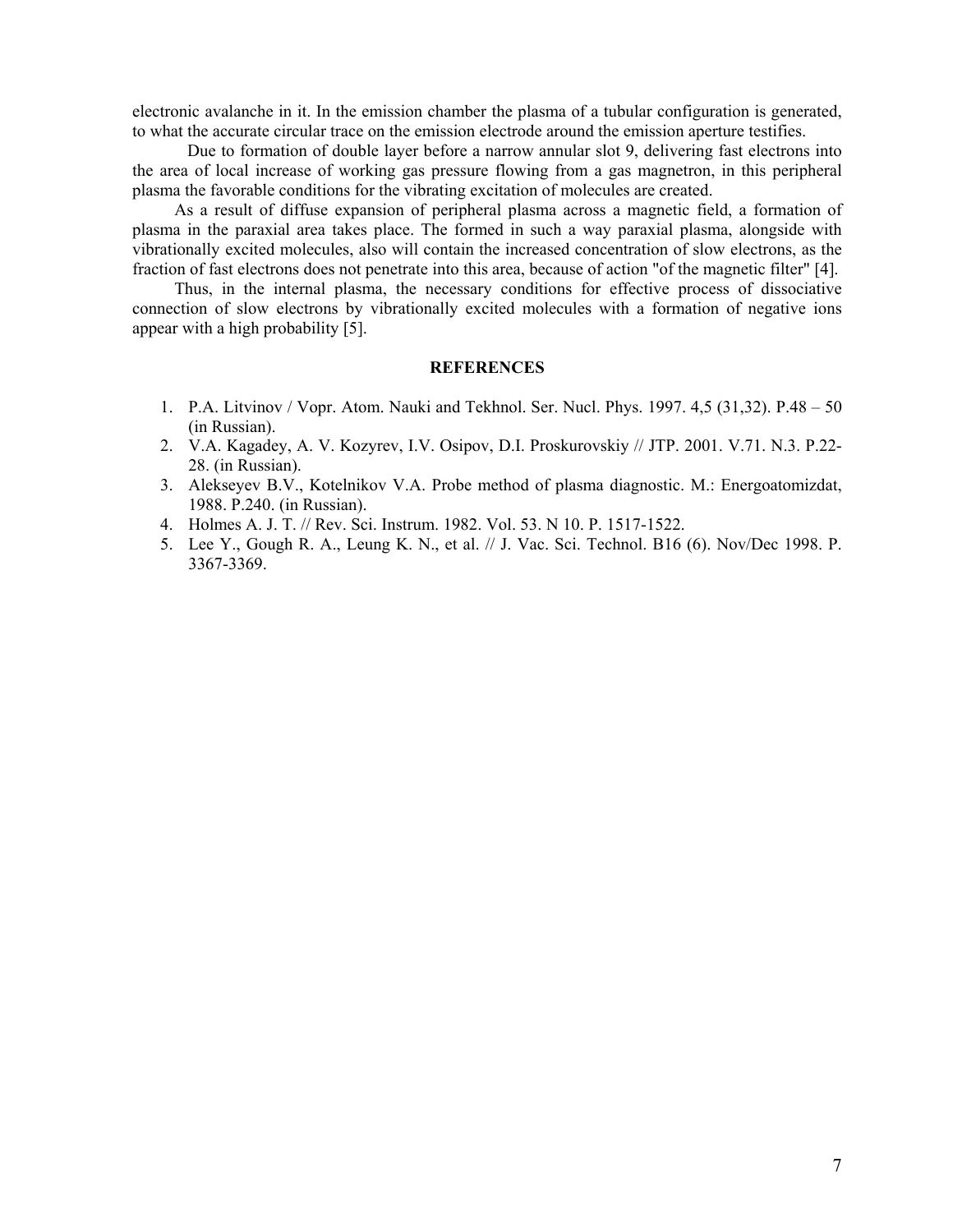electronic avalanche in it. In the emission chamber the plasma of a tubular configuration is generated, to what the accurate circular trace on the emission electrode around the emission aperture testifies.

Due to formation of double layer before a narrow annular slot 9, delivering fast electrons into the area of local increase of working gas pressure flowing from a gas magnetron, in this peripheral plasma the favorable conditions for the vibrating excitation of molecules are created.

As a result of diffuse expansion of peripheral plasma across a magnetic field, a formation of plasma in the paraxial area takes place. The formed in such a way paraxial plasma, alongside with vibrationally excited molecules, also will contain the increased concentration of slow electrons, as the fraction of fast electrons does not penetrate into this area, because of action "of the magnetic filter" [4].

Thus, in the internal plasma, the necessary conditions for effective process of dissociative connection of slow electrons by vibrationally excited molecules with a formation of negative ions appear with a high probability [5].

## REFERENCES

1. P.A. Litvinov / Vopr. Atom. Nauki and Tekhnol. Ser. Nucl. Phys. 1997. 4,5 (31,32). P.48 – 50 (in Russian).
2. V.A. Kagadey, A. V. Kozyrev, I.V. Osipov, D.I. Proskurovskiy // JTP. 2001. V.71. N.3. P.22-28. (in Russian).
3. Alekseyev B.V., Kotelnikov V.A. Probe method of plasma diagnostic. M.: Energoatomizdat, 1988. P.240. (in Russian).
4. Holmes A. J. T. // Rev. Sci. Instrum. 1982. Vol. 53. N 10. P. 1517-1522.
5. Lee Y., Gough R. A., Leung K. N., et al. // J. Vac. Sci. Technol. B16 (6). Nov/Dec 1998. P. 3367-3369.